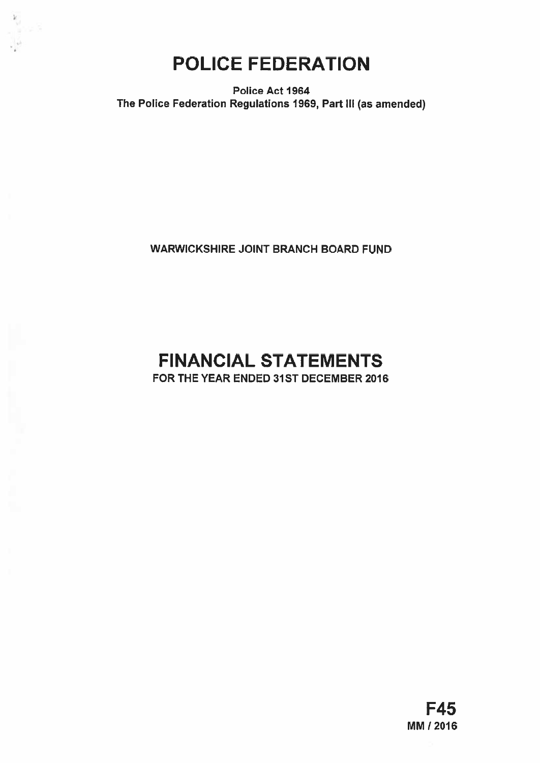# POLICE FEDERATION

**Police Act 1964**
**The Police Federation Regulations 1969, Part III (as amended)**

**WARWICKSHIRE JOINT BRANCH BOARD FUND**

# FINANCIAL STATEMENTS

**FOR THE YEAR ENDED 31ST DECEMBER 2016**

**F45**
**MM / 2016**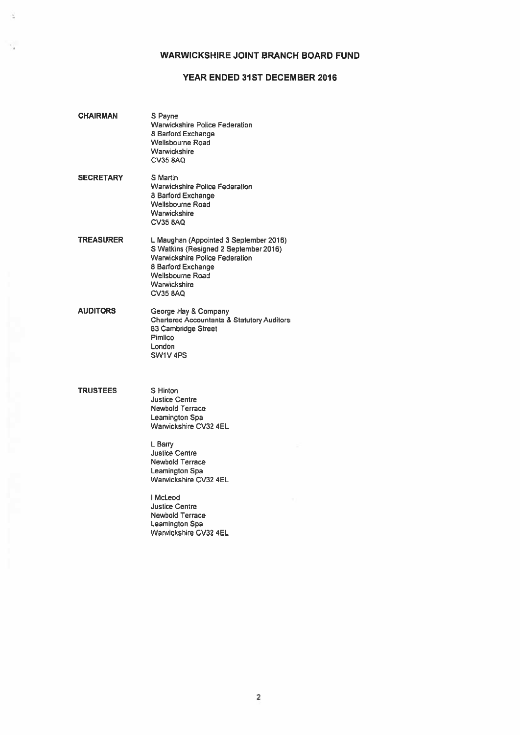# WARWICKSHIRE JOINT BRANCH BOARD FUND

## YEAR ENDED 31ST DECEMBER 2016

**CHAIRMAN**

S Payne
Warwickshire Police Federation
8 Barford Exchange
Wellsbourne Road
Warwickshire
CV35 8AQ

**SECRETARY**

S Martin
Warwickshire Police Federation
8 Barford Exchange
Wellsbourne Road
Warwickshire
CV35 8AQ

**TREASURER**

L Maughan (Appointed 3 September 2016)
S Watkins (Resigned 2 September 2016)
Warwickshire Police Federation
8 Barford Exchange
Wellsbourne Road
Warwickshire
CV35 8AQ

**AUDITORS**

George Hay & Company
Chartered Accountants & Statutory Auditors
83 Cambridge Street
Pimlico
London
SW1V 4PS

**TRUSTEES**

S Hinton
Justice Centre
Newbold Terrace
Leamington Spa
Warwickshire CV32 4EL

L Barry
Justice Centre
Newbold Terrace
Leamington Spa
Warwickshire CV32 4EL

I McLeod
Justice Centre
Newbold Terrace
Leamington Spa
Warwickshire CV32 4EL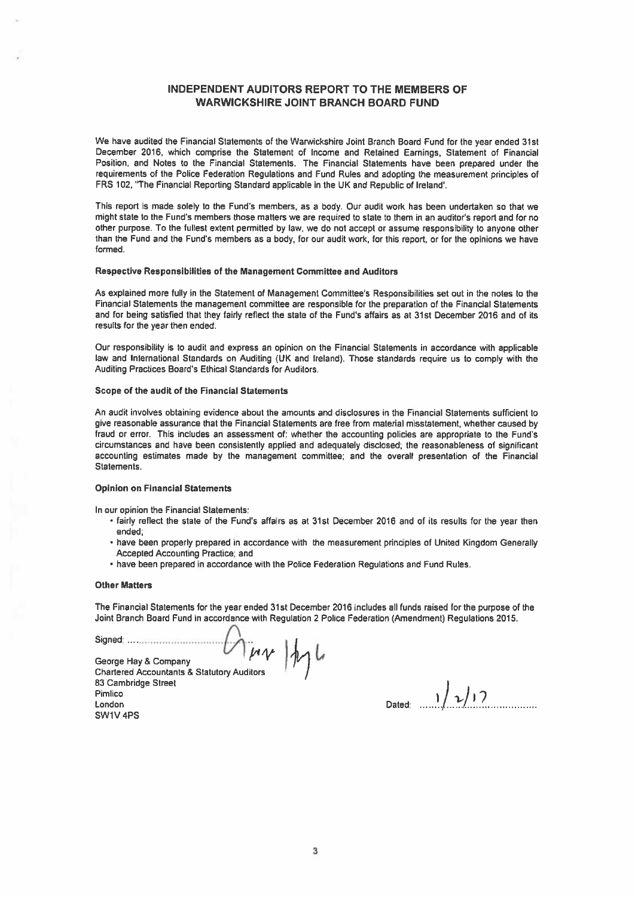# INDEPENDENT AUDITORS REPORT TO THE MEMBERS OF WARWICKSHIRE JOINT BRANCH BOARD FUND

We have audited the Financial Statements of the Warwickshire Joint Branch Board Fund for the year ended 31st December 2016, which comprise the Statement of Income and Retained Earnings, Statement of Financial Position, and Notes to the Financial Statements. The Financial Statements have been prepared under the requirements of the Police Federation Regulations and Fund Rules and adopting the measurement principles of FRS 102, "The Financial Reporting Standard applicable in the UK and Republic of Ireland'.

This report is made solely to the Fund's members, as a body. Our audit work has been undertaken so that we might state to the Fund's members those matters we are required to state to them in an auditor's report and for no other purpose. To the fullest extent permitted by law, we do not accept or assume responsibility to anyone other than the Fund and the Fund's members as a body, for our audit work, for this report, or for the opinions we have formed.

**Respective Responsibilities of the Management Committee and Auditors**

As explained more fully in the Statement of Management Committee's Responsibilities set out in the notes to the Financial Statements the management committee are responsible for the preparation of the Financial Statements and for being satisfied that they fairly reflect the state of the Fund's affairs as at 31st December 2016 and of its results for the year then ended.

Our responsibility is to audit and express an opinion on the Financial Statements in accordance with applicable law and International Standards on Auditing (UK and Ireland). Those standards require us to comply with the Auditing Practices Board's Ethical Standards for Auditors.

**Scope of the audit of the Financial Statements**

An audit involves obtaining evidence about the amounts and disclosures in the Financial Statements sufficient to give reasonable assurance that the Financial Statements are free from material misstatement, whether caused by fraud or error. This includes an assessment of: whether the accounting policies are appropriate to the Fund's circumstances and have been consistently applied and adequately disclosed; the reasonableness of significant accounting estimates made by the management committee; and the overall presentation of the Financial Statements.

**Opinion on Financial Statements**

In our opinion the Financial Statements:

- fairly reflect the state of the Fund's affairs as at 31st December 2016 and of its results for the year then ended;
- have been properly prepared in accordance with the measurement principles of United Kingdom Generally Accepted Accounting Practice; and
- have been prepared in accordance with the Police Federation Regulations and Fund Rules.

**Other Matters**

The Financial Statements for the year ended 31st December 2016 includes all funds raised for the purpose of the Joint Branch Board Fund in accordance with Regulation 2 Police Federation (Amendment) Regulations 2015.

Signed: ................................ George Hay

George Hay & Company
Chartered Accountants & Statutory Auditors
83 Cambridge Street
Pimlico
London
SW1V 4PS

Dated: 1/2/17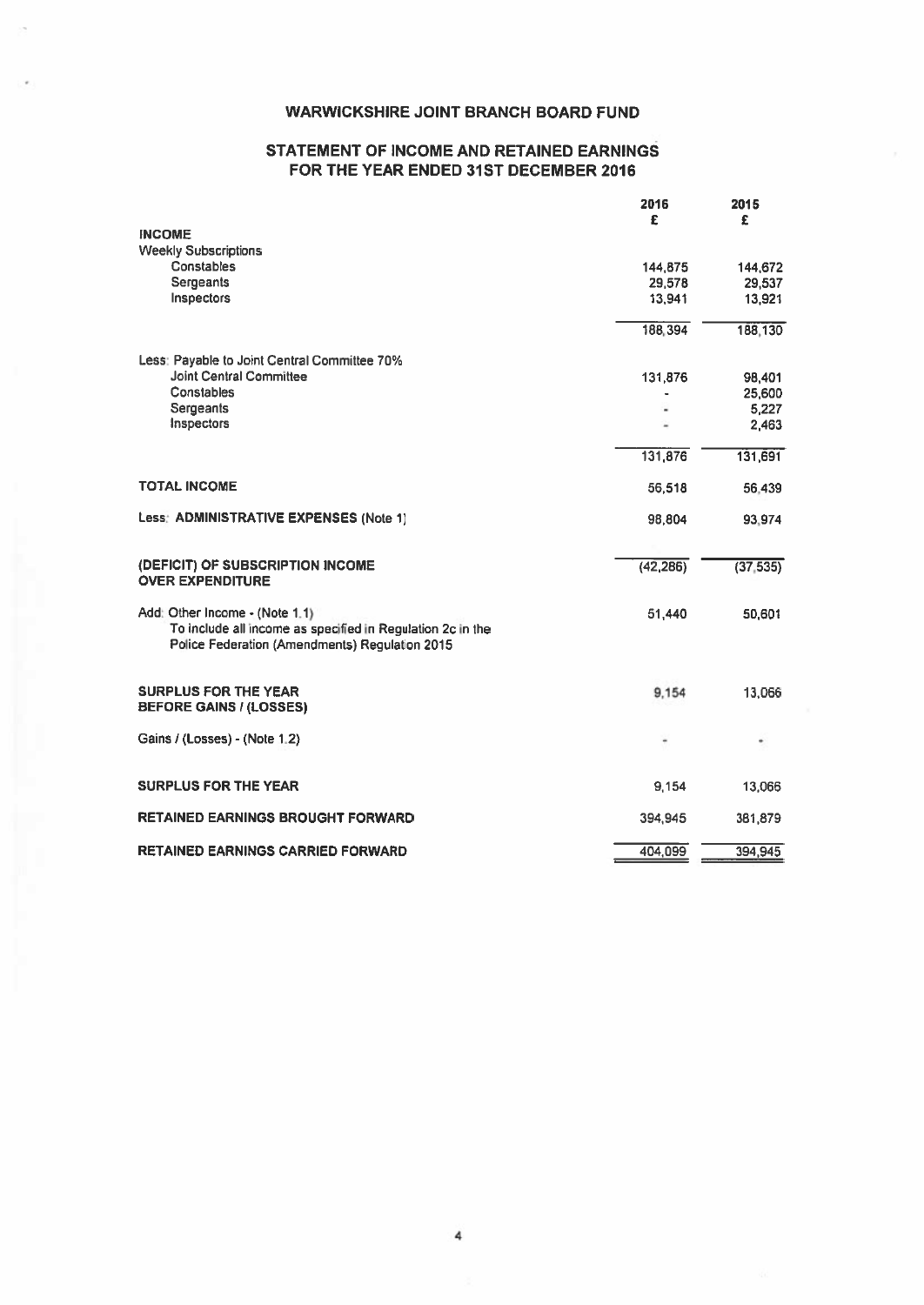# WARWICKSHIRE JOINT BRANCH BOARD FUND

## STATEMENT OF INCOME AND RETAINED EARNINGS FOR THE YEAR ENDED 31ST DECEMBER 2016

| | 2016 £ | 2015 £ |
|---|---|---|
| **INCOME** | | |
| Weekly Subscriptions | | |
| Constables | 144,875 | 144,672 |
| Sergeants | 29,578 | 29,537 |
| Inspectors | 13,941 | 13,921 |
| | 188,394 | 188,130 |
| Less: Payable to Joint Central Committee 70% | | |
| Joint Central Committee | 131,876 | 98,401 |
| Constables | - | 25,600 |
| Sergeants | - | 5,227 |
| Inspectors | - | 2,463 |
| | 131,876 | 131,691 |
| **TOTAL INCOME** | 56,518 | 56,439 |
| Less: **ADMINISTRATIVE EXPENSES** (Note 1) | 98,804 | 93,974 |
| **(DEFICIT) OF SUBSCRIPTION INCOME OVER EXPENDITURE** | (42,286) | (37,535) |
| Add: Other Income - (Note 1.1) To include all income as specified in Regulation 2c in the Police Federation (Amendments) Regulation 2015 | 51,440 | 50,601 |
| **SURPLUS FOR THE YEAR BEFORE GAINS / (LOSSES)** | 9,154 | 13,066 |
| Gains / (Losses) - (Note 1.2) | - | - |
| **SURPLUS FOR THE YEAR** | 9,154 | 13,066 |
| **RETAINED EARNINGS BROUGHT FORWARD** | 394,945 | 381,879 |
| **RETAINED EARNINGS CARRIED FORWARD** | 404,099 | 394,945 |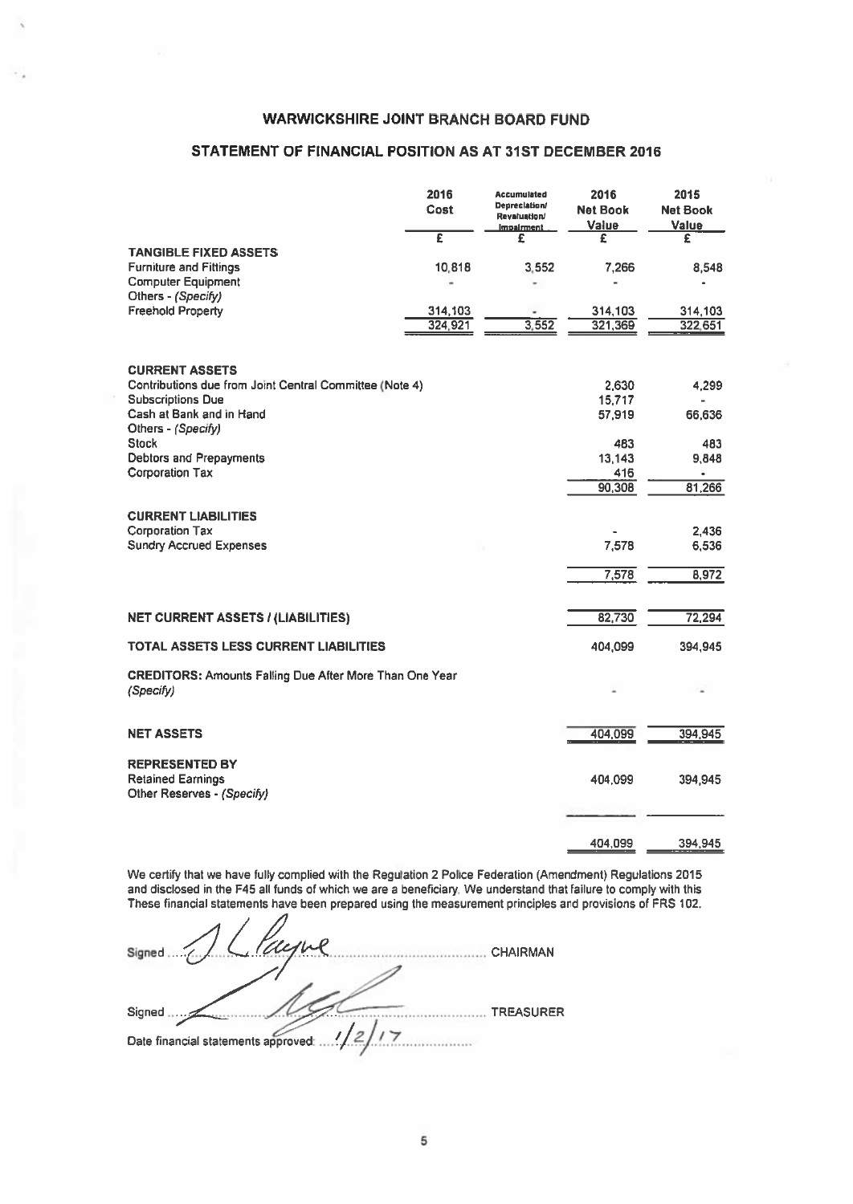# WARWICKSHIRE JOINT BRANCH BOARD FUND

## STATEMENT OF FINANCIAL POSITION AS AT 31ST DECEMBER 2016

| | 2016 Cost | Accumulated Depreciation/ Revaluation/ Impairment | 2016 Net Book Value | 2015 Net Book Value |
|---|---|---|---|---|
| | £ | £ | £ | £ |
| **TANGIBLE FIXED ASSETS** | | | | |
| Furniture and Fittings | 10,818 | 3,552 | 7,266 | 8,548 |
| Computer Equipment | - | - | - | - |
| Others - *(Specify)* | | | | |
| Freehold Property | 314,103 | - | 314,103 | 314,103 |
| | 324,921 | 3,552 | 321,369 | 322,651 |
| | | | | |
| **CURRENT ASSETS** | | | | |
| Contributions due from Joint Central Committee (Note 4) | | | 2,630 | 4,299 |
| Subscriptions Due | | | 15,717 | - |
| Cash at Bank and in Hand | | | 57,919 | 66,636 |
| Others - *(Specify)* | | | | |
| Stock | | | 483 | 483 |
| Debtors and Prepayments | | | 13,143 | 9,848 |
| Corporation Tax | | | 416 | - |
| | | | 90,308 | 81,266 |
| | | | | |
| **CURRENT LIABILITIES** | | | | |
| Corporation Tax | | | - | 2,436 |
| Sundry Accrued Expenses | | | 7,578 | 6,536 |
| | | | 7,578 | 8,972 |
| | | | | |
| **NET CURRENT ASSETS / (LIABILITIES)** | | | 82,730 | 72,294 |
| | | | | |
| **TOTAL ASSETS LESS CURRENT LIABILITIES** | | | 404,099 | 394,945 |
| | | | | |
| **CREDITORS:** Amounts Falling Due After More Than One Year *(Specify)* | | | - | - |
| | | | | |
| **NET ASSETS** | | | 404,099 | 394,945 |
| | | | | |
| **REPRESENTED BY** | | | | |
| Retained Earnings | | | 404,099 | 394,945 |
| Other Reserves - *(Specify)* | | | | |
| | | | 404,099 | 394,945 |

We certify that we have fully complied with the Regulation 2 Police Federation (Amendment) Regulations 2015 and disclosed in the F45 all funds of which we are a beneficiary. We understand that failure to comply with this These financial statements have been prepared using the measurement principles and provisions of FRS 102.

Signed ........................................ CHAIRMAN

Signed ........................................ TREASURER

Date financial statements approved: 1/2/17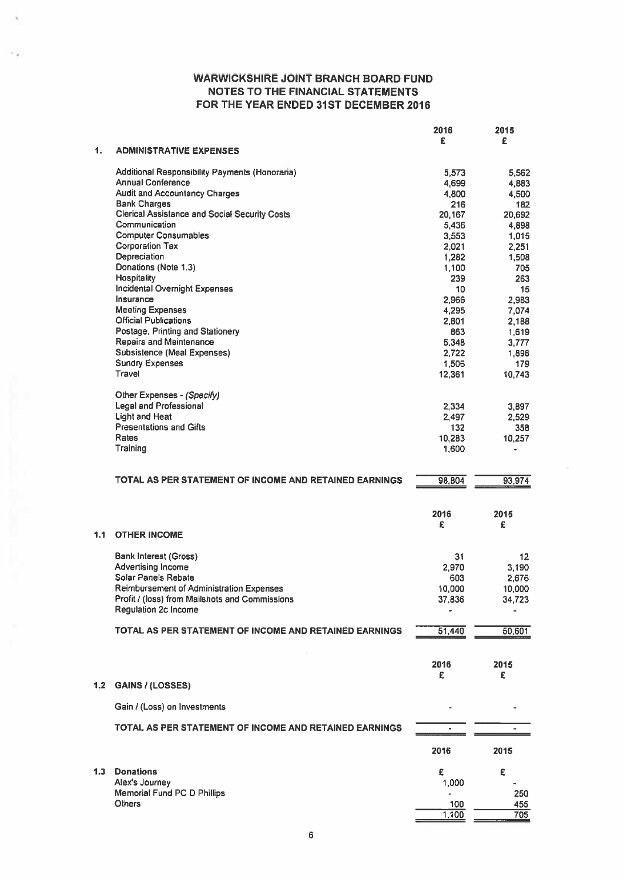# WARWICKSHIRE JOINT BRANCH BOARD FUND
## NOTES TO THE FINANCIAL STATEMENTS
## FOR THE YEAR ENDED 31ST DECEMBER 2016

| | | 2016 | 2015 |
|---|---|---|---|
| | | £ | £ |
| **1.** | **ADMINISTRATIVE EXPENSES** | | |
| | Additional Responsibility Payments (Honoraria) | 5,573 | 5,562 |
| | Annual Conference | 4,699 | 4,883 |
| | Audit and Accountancy Charges | 4,800 | 4,500 |
| | Bank Charges | 216 | 182 |
| | Clerical Assistance and Social Security Costs | 20,167 | 20,692 |
| | Communication | 5,436 | 4,898 |
| | Computer Consumables | 3,553 | 1,015 |
| | Corporation Tax | 2,021 | 2,251 |
| | Depreciation | 1,282 | 1,508 |
| | Donations (Note 1.3) | 1,100 | 705 |
| | Hospitality | 239 | 263 |
| | Incidental Overnight Expenses | 10 | 15 |
| | Insurance | 2,966 | 2,983 |
| | Meeting Expenses | 4,295 | 7,074 |
| | Official Publications | 2,801 | 2,188 |
| | Postage, Printing and Stationery | 863 | 1,619 |
| | Repairs and Maintenance | 5,348 | 3,777 |
| | Subsistence (Meal Expenses) | 2,722 | 1,896 |
| | Sundry Expenses | 1,506 | 179 |
| | Travel | 12,361 | 10,743 |
| | Other Expenses - *(Specify)* | | |
| | Legal and Professional | 2,334 | 3,897 |
| | Light and Heat | 2,497 | 2,529 |
| | Presentations and Gifts | 132 | 358 |
| | Rates | 10,283 | 10,257 |
| | Training | 1,600 | - |
| | **TOTAL AS PER STATEMENT OF INCOME AND RETAINED EARNINGS** | 98,804 | 93,974 |

| | | 2016 | 2015 |
|---|---|---|---|
| | | £ | £ |
| **1.1** | **OTHER INCOME** | | |
| | Bank Interest (Gross) | 31 | 12 |
| | Advertising Income | 2,970 | 3,190 |
| | Solar Panels Rebate | 603 | 2,676 |
| | Reimbursement of Administration Expenses | 10,000 | 10,000 |
| | Profit / (loss) from Mailshots and Commissions | 37,836 | 34,723 |
| | Regulation 2c Income | - | - |
| | **TOTAL AS PER STATEMENT OF INCOME AND RETAINED EARNINGS** | 51,440 | 50,601 |

| | | 2016 | 2015 |
|---|---|---|---|
| | | £ | £ |
| **1.2** | **GAINS / (LOSSES)** | | |
| | Gain / (Loss) on Investments | - | - |
| | **TOTAL AS PER STATEMENT OF INCOME AND RETAINED EARNINGS** | - | - |

| | | 2016 | 2015 |
|---|---|---|---|
| **1.3** | **Donations** | £ | £ |
| | Alex's Journey | 1,000 | - |
| | Memorial Fund PC D Phillips | - | 250 |
| | Others | 100 | 455 |
| | | 1,100 | 705 |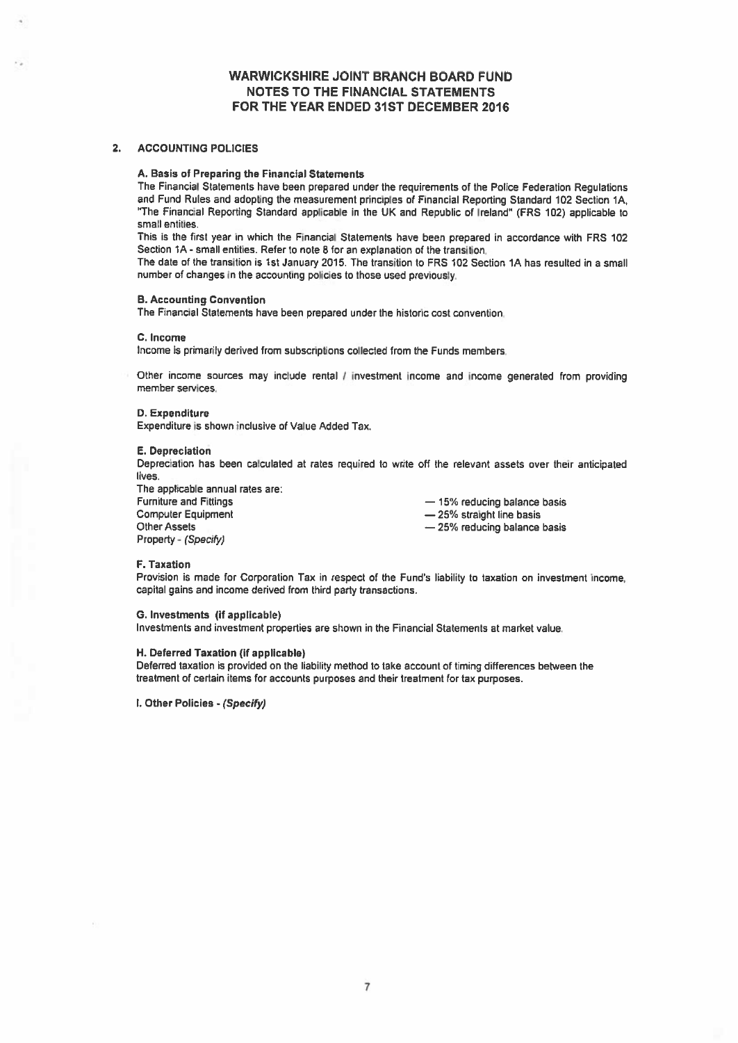# WARWICKSHIRE JOINT BRANCH BOARD FUND
## NOTES TO THE FINANCIAL STATEMENTS
## FOR THE YEAR ENDED 31ST DECEMBER 2016

## 2. ACCOUNTING POLICIES

**A. Basis of Preparing the Financial Statements**

The Financial Statements have been prepared under the requirements of the Police Federation Regulations and Fund Rules and adopting the measurement principles of Financial Reporting Standard 102 Section 1A, "The Financial Reporting Standard applicable in the UK and Republic of Ireland" (FRS 102) applicable to small entities.

This is the first year in which the Financial Statements have been prepared in accordance with FRS 102 Section 1A - small entities. Refer to note 8 for an explanation of the transition.

The date of the transition is 1st January 2015. The transition to FRS 102 Section 1A has resulted in a small number of changes in the accounting policies to those used previously.

**B. Accounting Convention**

The Financial Statements have been prepared under the historic cost convention.

**C. Income**

Income is primarily derived from subscriptions collected from the Funds members.

Other income sources may include rental / investment income and income generated from providing member services.

**D. Expenditure**

Expenditure is shown inclusive of Value Added Tax.

**E. Depreciation**

Depreciation has been calculated at rates required to write off the relevant assets over their anticipated lives.

The applicable annual rates are:

| | |
|---|---|
| Furniture and Fittings | — 15% reducing balance basis |
| Computer Equipment | — 25% straight line basis |
| Other Assets | — 25% reducing balance basis |
| Property - *(Specify)* | |

**F. Taxation**

Provision is made for Corporation Tax in respect of the Fund's liability to taxation on investment income, capital gains and income derived from third party transactions.

**G. Investments (if applicable)**

Investments and investment properties are shown in the Financial Statements at market value.

**H. Deferred Taxation (if applicable)**

Deferred taxation is provided on the liability method to take account of timing differences between the treatment of certain items for accounts purposes and their treatment for tax purposes.

**I. Other Policies - *(Specify)***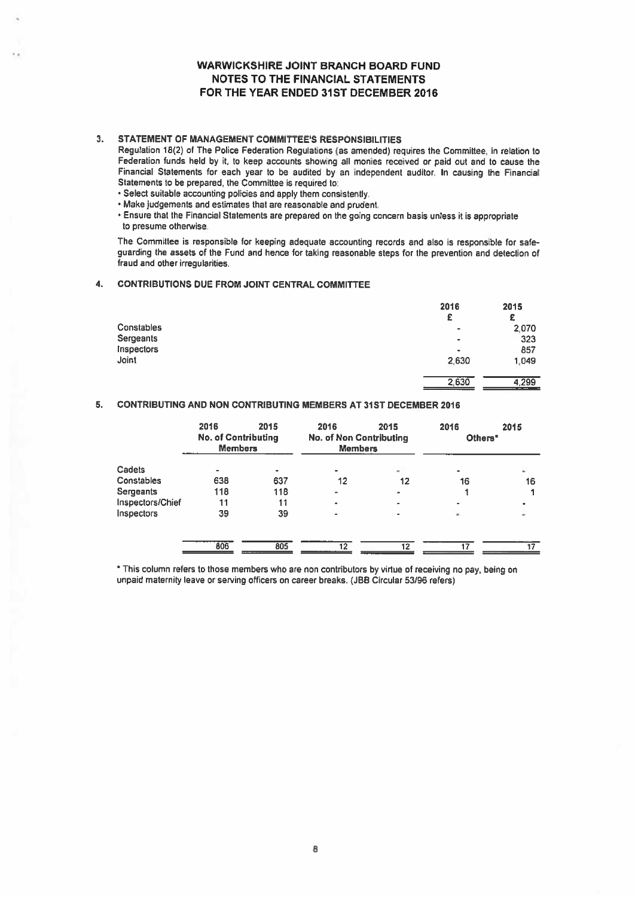# WARWICKSHIRE JOINT BRANCH BOARD FUND
## NOTES TO THE FINANCIAL STATEMENTS
## FOR THE YEAR ENDED 31ST DECEMBER 2016

### 3. STATEMENT OF MANAGEMENT COMMITTEE'S RESPONSIBILITIES

Regulation 18(2) of The Police Federation Regulations (as amended) requires the Committee, in relation to Federation funds held by it, to keep accounts showing all monies received or paid out and to cause the Financial Statements for each year to be audited by an independent auditor. In causing the Financial Statements to be prepared, the Committee is required to:

- Select suitable accounting policies and apply them consistently.
- Make judgements and estimates that are reasonable and prudent.
- Ensure that the Financial Statements are prepared on the going concern basis unless it is appropriate to presume otherwise.

The Committee is responsible for keeping adequate accounting records and also is responsible for safe-guarding the assets of the Fund and hence for taking reasonable steps for the prevention and detection of fraud and other irregularities.

### 4. CONTRIBUTIONS DUE FROM JOINT CENTRAL COMMITTEE

| | 2016 £ | 2015 £ |
|---|---|---|
| Constables | - | 2,070 |
| Sergeants | - | 323 |
| Inspectors | - | 857 |
| Joint | 2,630 | 1,049 |
| | 2,630 | 4,299 |

### 5. CONTRIBUTING AND NON CONTRIBUTING MEMBERS AT 31ST DECEMBER 2016

| | 2016 | 2015 | 2016 | 2015 | 2016 | 2015 |
|---|---|---|---|---|---|---|
| | No. of Contributing Members | | No. of Non Contributing Members | | Others* | |
| Cadets | - | - | - | - | - | - |
| Constables | 638 | 637 | 12 | 12 | 16 | 16 |
| Sergeants | 118 | 118 | - | - | 1 | 1 |
| Inspectors/Chief | 11 | 11 | - | - | - | - |
| Inspectors | 39 | 39 | - | - | - | - |
| | 806 | 805 | 12 | 12 | 17 | 17 |

\* This column refers to those members who are non contributors by virtue of receiving no pay, being on unpaid maternity leave or serving officers on career breaks. (JBB Circular 53/96 refers)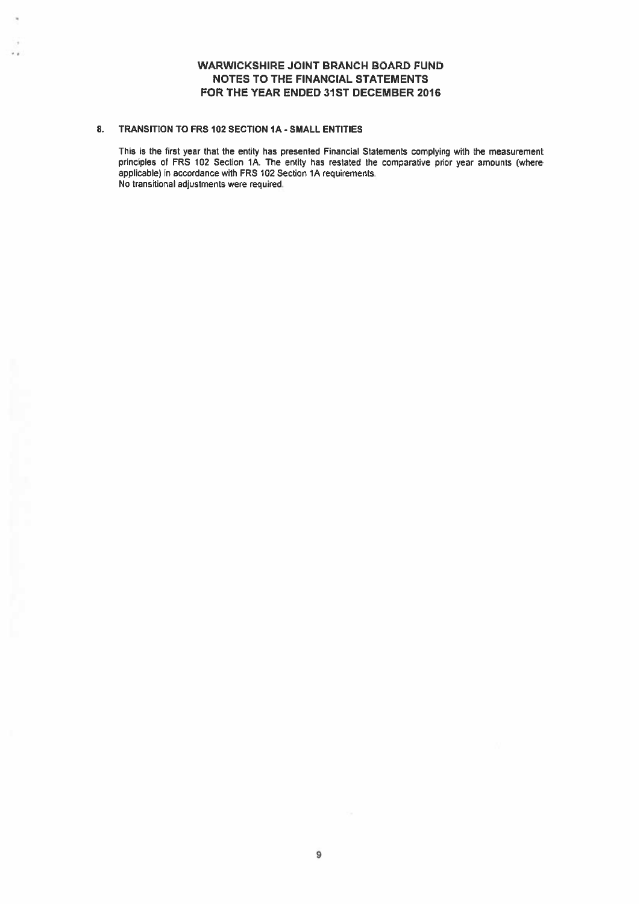# WARWICKSHIRE JOINT BRANCH BOARD FUND
## NOTES TO THE FINANCIAL STATEMENTS
## FOR THE YEAR ENDED 31ST DECEMBER 2016

### 8. TRANSITION TO FRS 102 SECTION 1A - SMALL ENTITIES

This is the first year that the entity has presented Financial Statements complying with the measurement principles of FRS 102 Section 1A. The entity has restated the comparative prior year amounts (where applicable) in accordance with FRS 102 Section 1A requirements.
No transitional adjustments were required.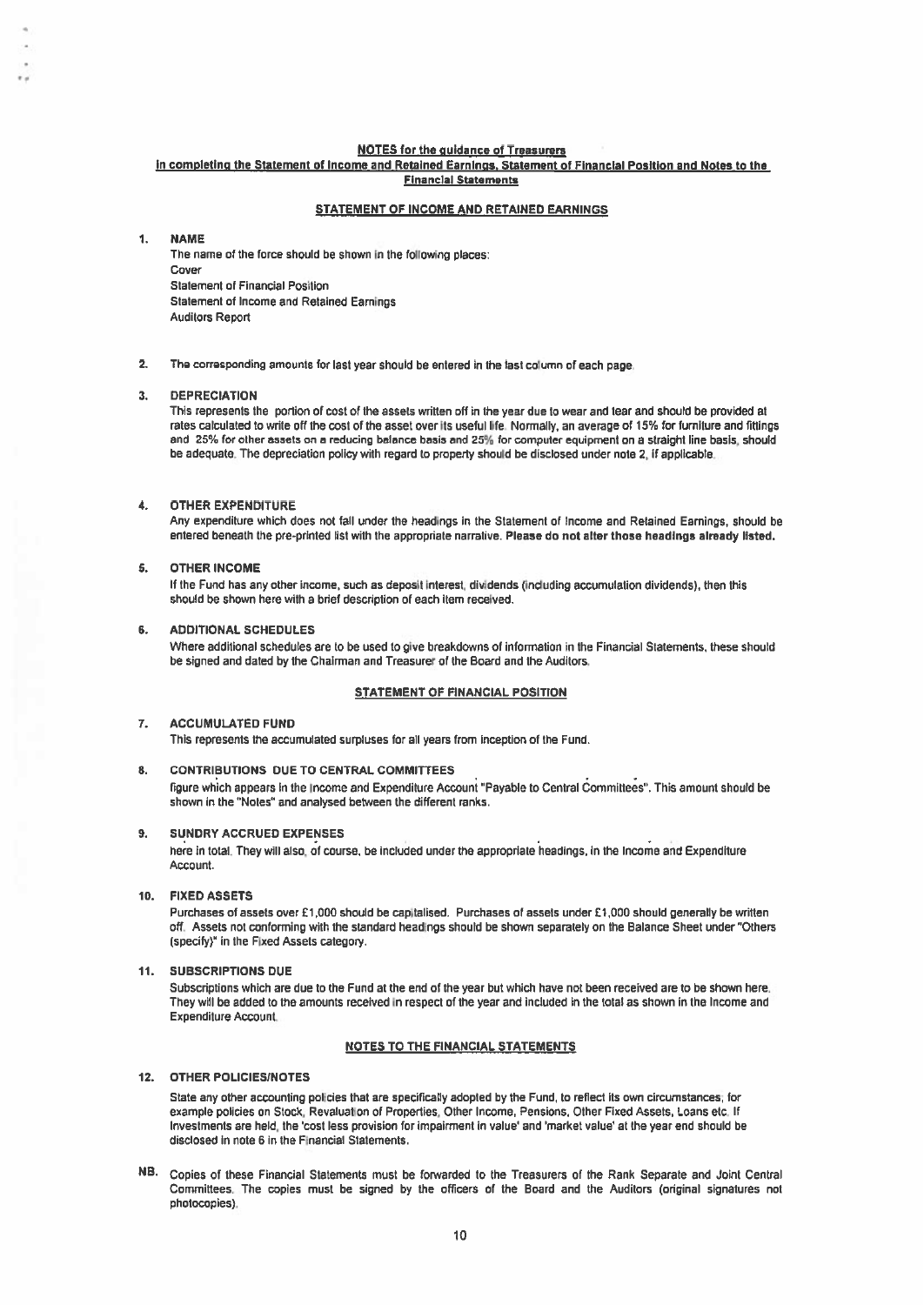**NOTES for the guidance of Treasurers**

**In completing the Statement of Income and Retained Earnings, Statement of Financial Position and Notes to the Financial Statements**

## STATEMENT OF INCOME AND RETAINED EARNINGS

**1. NAME**

The name of the force should be shown in the following places:

Cover
Statement of Financial Position
Statement of Income and Retained Earnings
Auditors Report

**2.** The corresponding amounts for last year should be entered in the last column of each page.

**3. DEPRECIATION**

This represents the portion of cost of the assets written off in the year due to wear and tear and should be provided at rates calculated to write off the cost of the asset over its useful life. Normally, an average of 15% for furniture and fittings and 25% for other assets on a reducing balance basis and 25% for computer equipment on a straight line basis, should be adequate. The depreciation policy with regard to property should be disclosed under note 2, if applicable.

**4. OTHER EXPENDITURE**

Any expenditure which does not fall under the headings in the Statement of Income and Retained Earnings, should be entered beneath the pre-printed list with the appropriate narrative. **Please do not alter those headings already listed.**

**5. OTHER INCOME**

If the Fund has any other income, such as deposit interest, dividends (including accumulation dividends), then this should be shown here with a brief description of each item received.

**6. ADDITIONAL SCHEDULES**

Where additional schedules are to be used to give breakdowns of information in the Financial Statements, these should be signed and dated by the Chairman and Treasurer of the Board and the Auditors.

## STATEMENT OF FINANCIAL POSITION

**7. ACCUMULATED FUND**

This represents the accumulated surpluses for all years from inception of the Fund.

**8. CONTRIBUTIONS DUE TO CENTRAL COMMITTEES**

figure which appears in the Income and Expenditure Account "Payable to Central Committees". This amount should be shown in the "Notes" and analysed between the different ranks.

**9. SUNDRY ACCRUED EXPENSES**

here in total. They will also, of course, be included under the appropriate headings, in the Income and Expenditure Account.

**10. FIXED ASSETS**

Purchases of assets over £1,000 should be capitalised. Purchases of assets under £1,000 should generally be written off. Assets not conforming with the standard headings should be shown separately on the Balance Sheet under "Others (specify)" in the Fixed Assets category.

**11. SUBSCRIPTIONS DUE**

Subscriptions which are due to the Fund at the end of the year but which have not been received are to be shown here. They will be added to the amounts received in respect of the year and included in the total as shown in the Income and Expenditure Account.

## NOTES TO THE FINANCIAL STATEMENTS

**12. OTHER POLICIES/NOTES**

State any other accounting policies that are specifically adopted by the Fund, to reflect its own circumstances; for example policies on Stock, Revaluation of Properties, Other Income, Pensions, Other Fixed Assets, Loans etc. If Investments are held, the 'cost less provision for impairment in value' and 'market value' at the year end should be disclosed in note 6 in the Financial Statements.

**NB.** Copies of these Financial Statements must be forwarded to the Treasurers of the Rank Separate and Joint Central Committees. The copies must be signed by the officers of the Board and the Auditors (original signatures not photocopies).